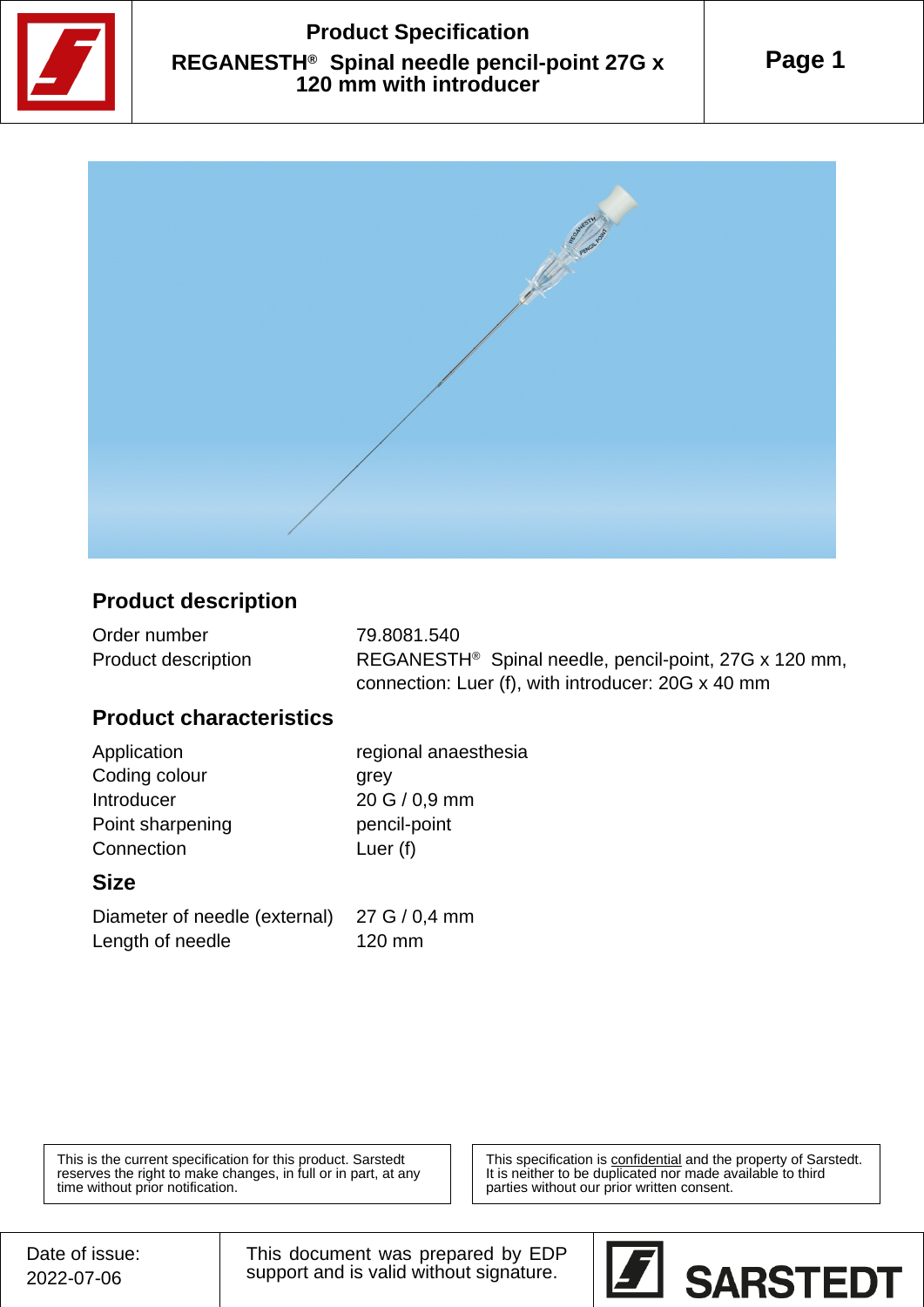# Product Specification

## REGANESTH® Spinal needle pencil-point 27G x 120 mm with introducer

### Product description

| | |
|---|---|
| Order number | 79.8081.540 |
| Product description | REGANESTH® Spinal needle, pencil-point, 27G x 120 mm, connection: Luer (f), with introducer: 20G x 40 mm |

### Product characteristics

| | |
|---|---|
| Application | regional anaesthesia |
| Coding colour | grey |
| Introducer | 20 G / 0,9 mm |
| Point sharpening | pencil-point |
| Connection | Luer (f) |

### Size

| | |
|---|---|
| Diameter of needle (external) | 27 G / 0,4 mm |
| Length of needle | 120 mm |

This is the current specification for this product. Sarstedt reserves the right to make changes, in full or in part, at any time without prior notification.

This specification is confidential and the property of Sarstedt. It is neither to be duplicated nor made available to third parties without our prior written consent.

Date of issue: 2022-07-06

This document was prepared by EDP support and is valid without signature.

SARSTEDT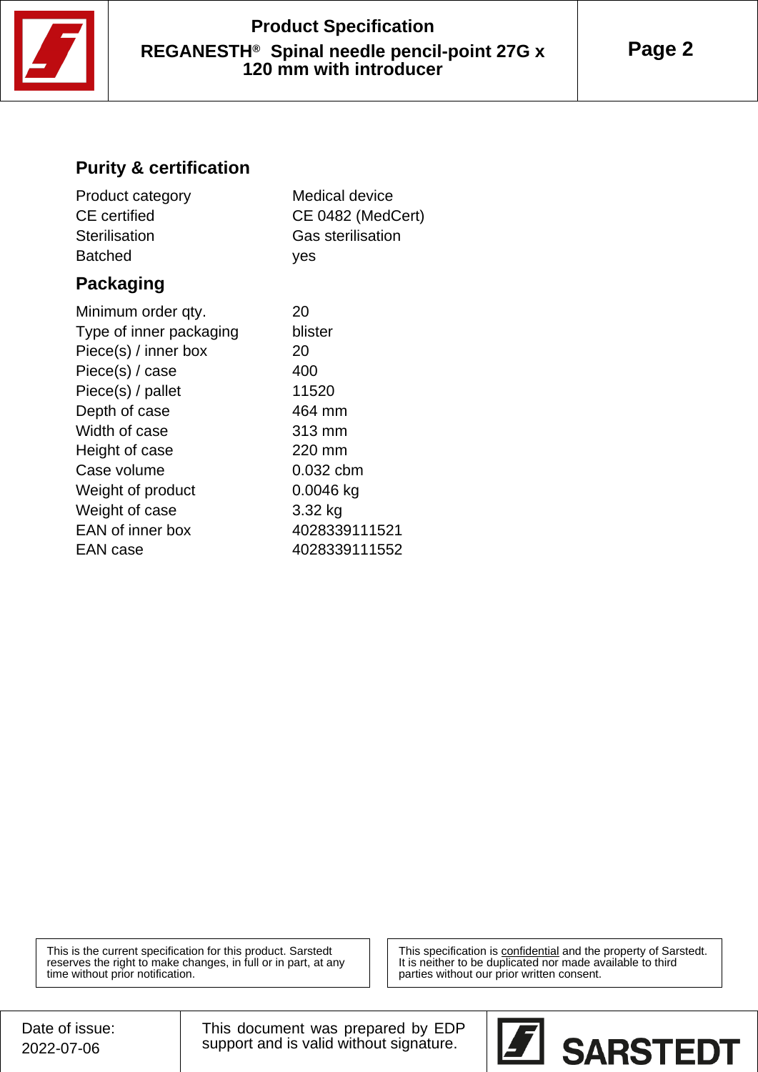## Purity & certification

| | |
|---|---|
| Product category | Medical device |
| CE certified | CE 0482 (MedCert) |
| Sterilisation | Gas sterilisation |
| Batched | yes |

## Packaging

| | |
|---|---|
| Minimum order qty. | 20 |
| Type of inner packaging | blister |
| Piece(s) / inner box | 20 |
| Piece(s) / case | 400 |
| Piece(s) / pallet | 11520 |
| Depth of case | 464 mm |
| Width of case | 313 mm |
| Height of case | 220 mm |
| Case volume | 0.032 cbm |
| Weight of product | 0.0046 kg |
| Weight of case | 3.32 kg |
| EAN of inner box | 4028339111521 |
| EAN case | 4028339111552 |

This is the current specification for this product. Sarstedt reserves the right to make changes, in full or in part, at any time without prior notification.

This specification is confidential and the property of Sarstedt. It is neither to be duplicated nor made available to third parties without our prior written consent.

Date of issue:
2022-07-06

This document was prepared by EDP support and is valid without signature.